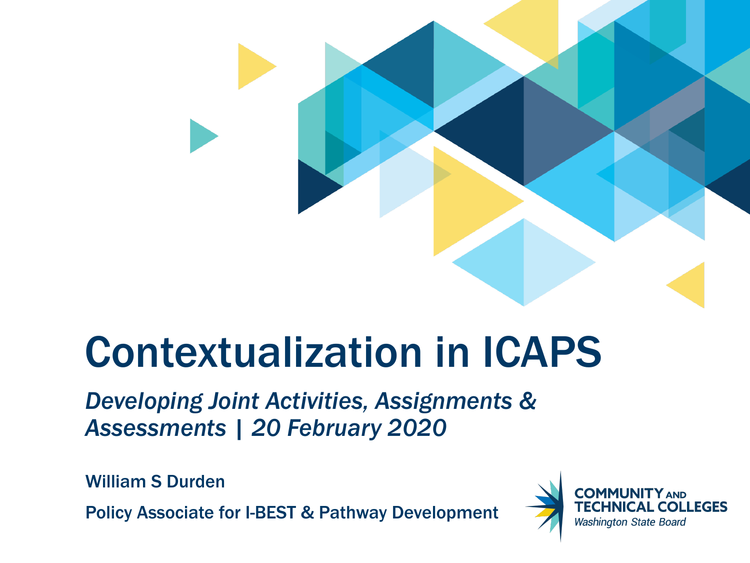# Contextualization in ICAPS

*Developing Joint Activities, Assignments & Assessments | 20 February 2020*

**William S Durden**

**Policy Associate for I-BEST & Pathway Development**

COMMUNITY AND TECHNICAL COLLEGES
*Washington State Board*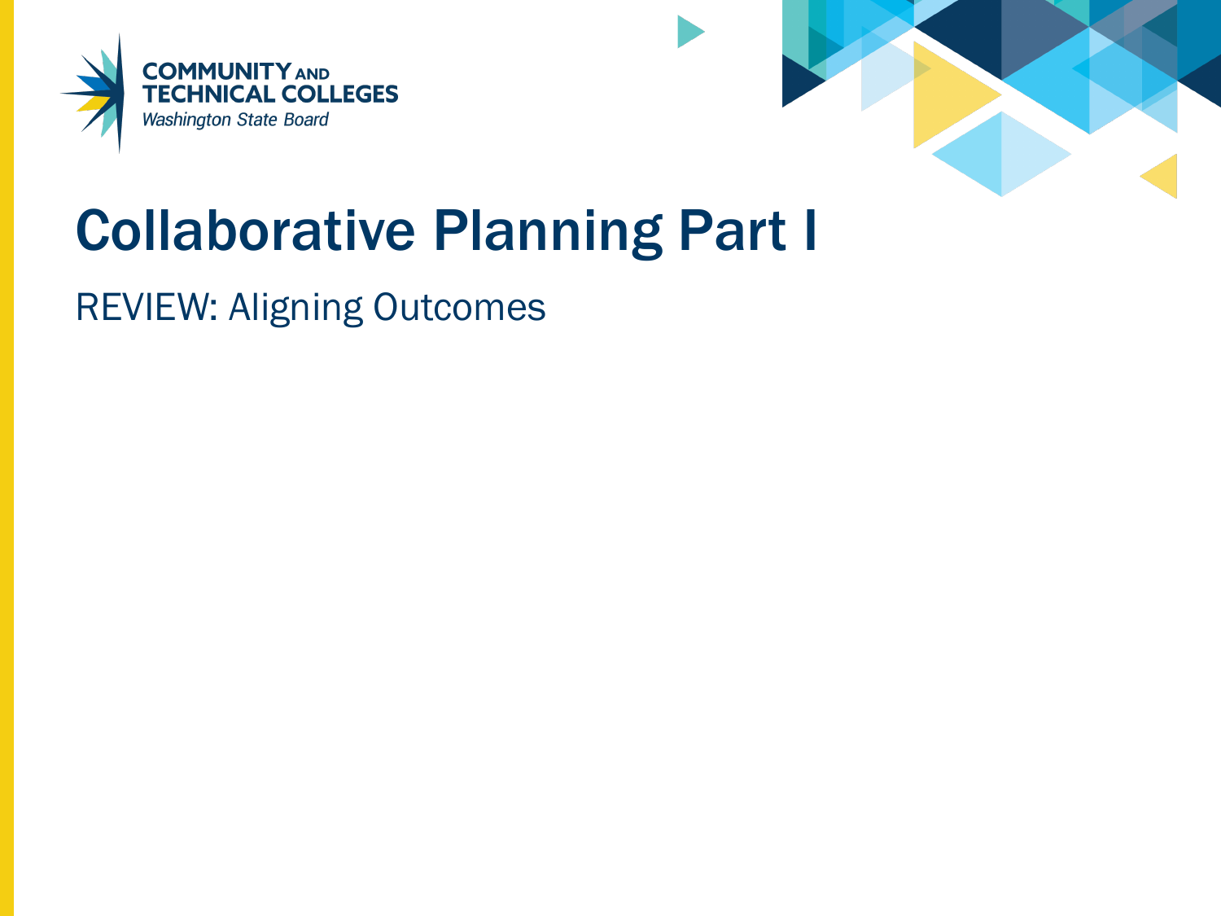# Collaborative Planning Part I

REVIEW: Aligning Outcomes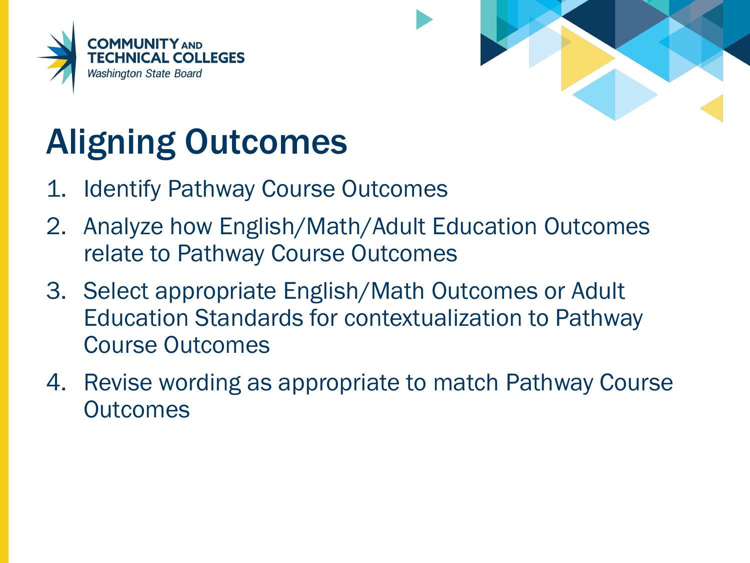# Aligning Outcomes

1. Identify Pathway Course Outcomes
2. Analyze how English/Math/Adult Education Outcomes relate to Pathway Course Outcomes
3. Select appropriate English/Math Outcomes or Adult Education Standards for contextualization to Pathway Course Outcomes
4. Revise wording as appropriate to match Pathway Course Outcomes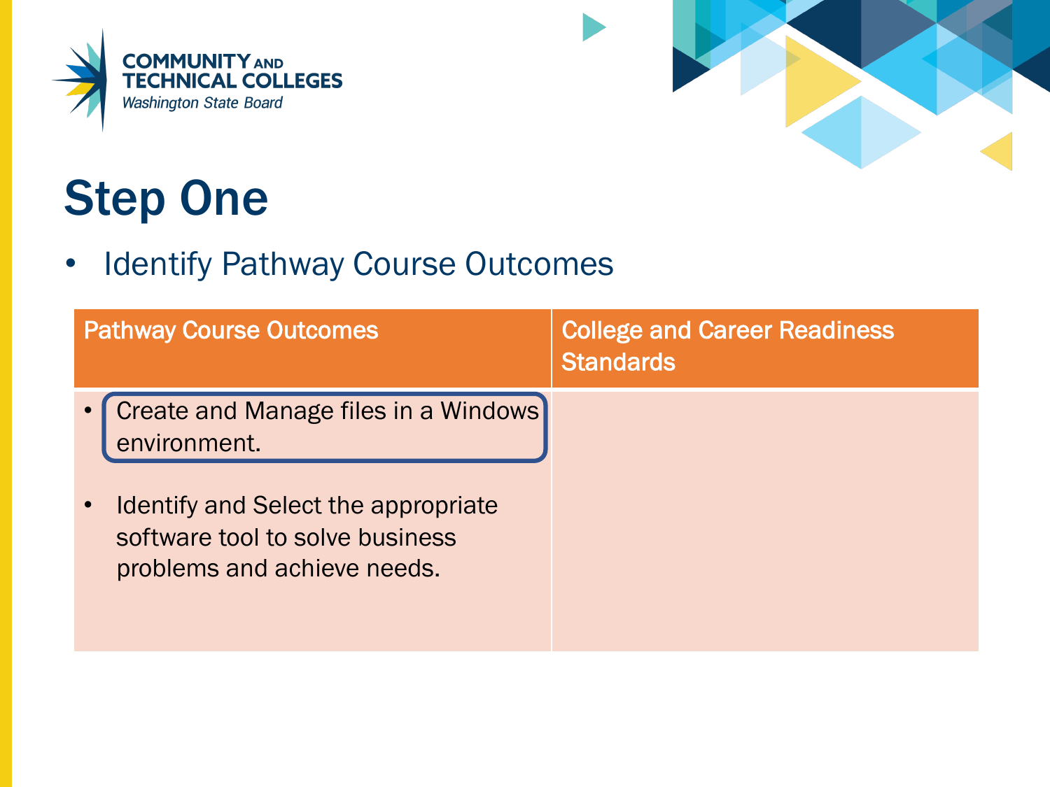# Step One

- Identify Pathway Course Outcomes

| Pathway Course Outcomes | College and Career Readiness Standards |
| --- | --- |
| • Create and Manage files in a Windows environment.<br><br>• Identify and Select the appropriate software tool to solve business problems and achieve needs. | |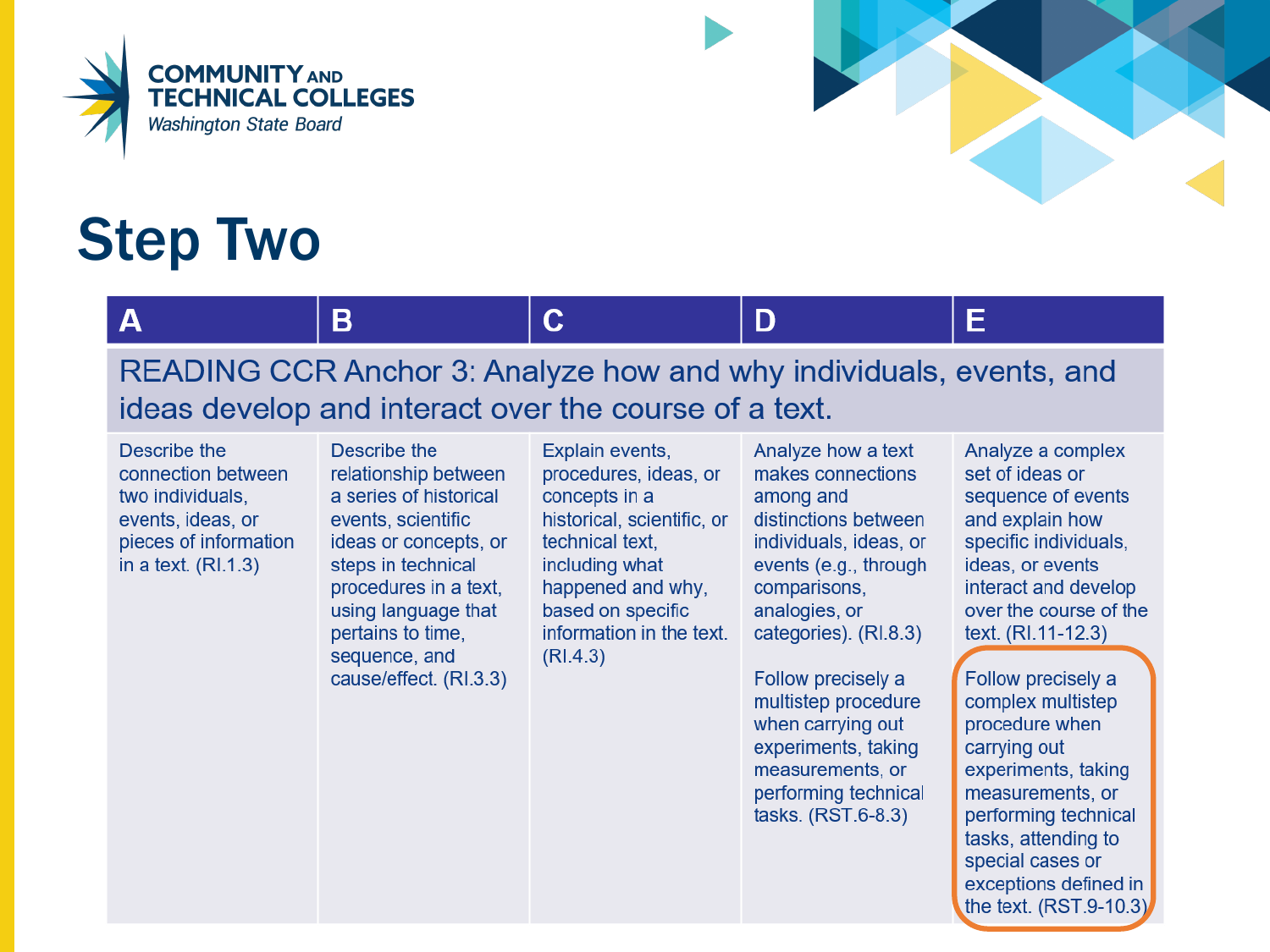# Step Two

| A | B | C | D | E |
|---|---|---|---|---|
| READING CCR Anchor 3: Analyze how and why individuals, events, and ideas develop and interact over the course of a text. | | | | |
| Describe the connection between two individuals, events, ideas, or pieces of information in a text. (RI.1.3) | Describe the relationship between a series of historical events, scientific ideas or concepts, or steps in technical procedures in a text, using language that pertains to time, sequence, and cause/effect. (RI.3.3) | Explain events, procedures, ideas, or concepts in a historical, scientific, or technical text, including what happened and why, based on specific information in the text. (RI.4.3) | Analyze how a text makes connections among and distinctions between individuals, ideas, or events (e.g., through comparisons, analogies, or categories). (RI.8.3)<br><br>Follow precisely a multistep procedure when carrying out experiments, taking measurements, or performing technical tasks. (RST.6-8.3) | Analyze a complex set of ideas or sequence of events and explain how specific individuals, ideas, or events interact and develop over the course of the text. (RI.11-12.3)<br><br>Follow precisely a complex multistep procedure when carrying out experiments, taking measurements, or performing technical tasks, attending to special cases or exceptions defined in the text. (RST.9-10.3) |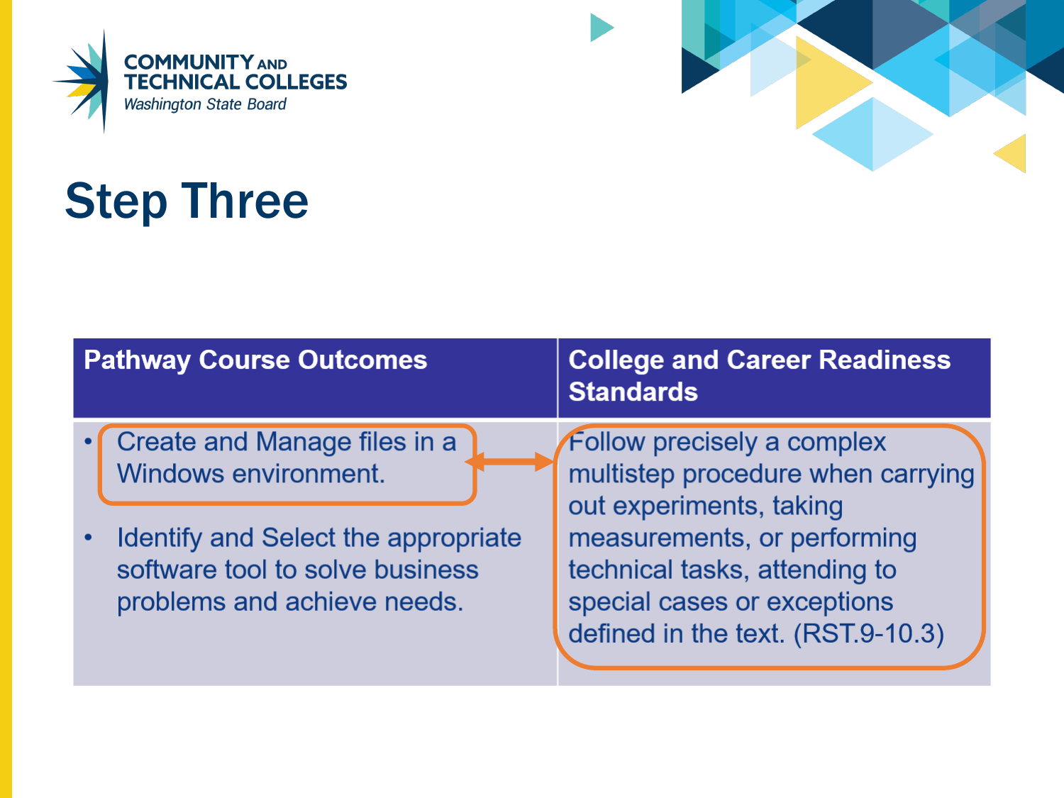# Step Three

| Pathway Course Outcomes | College and Career Readiness Standards |
| --- | --- |
| • Create and Manage files in a Windows environment.<br><br>• Identify and Select the appropriate software tool to solve business problems and achieve needs. | Follow precisely a complex multistep procedure when carrying out experiments, taking measurements, or performing technical tasks, attending to special cases or exceptions defined in the text. (RST.9-10.3) |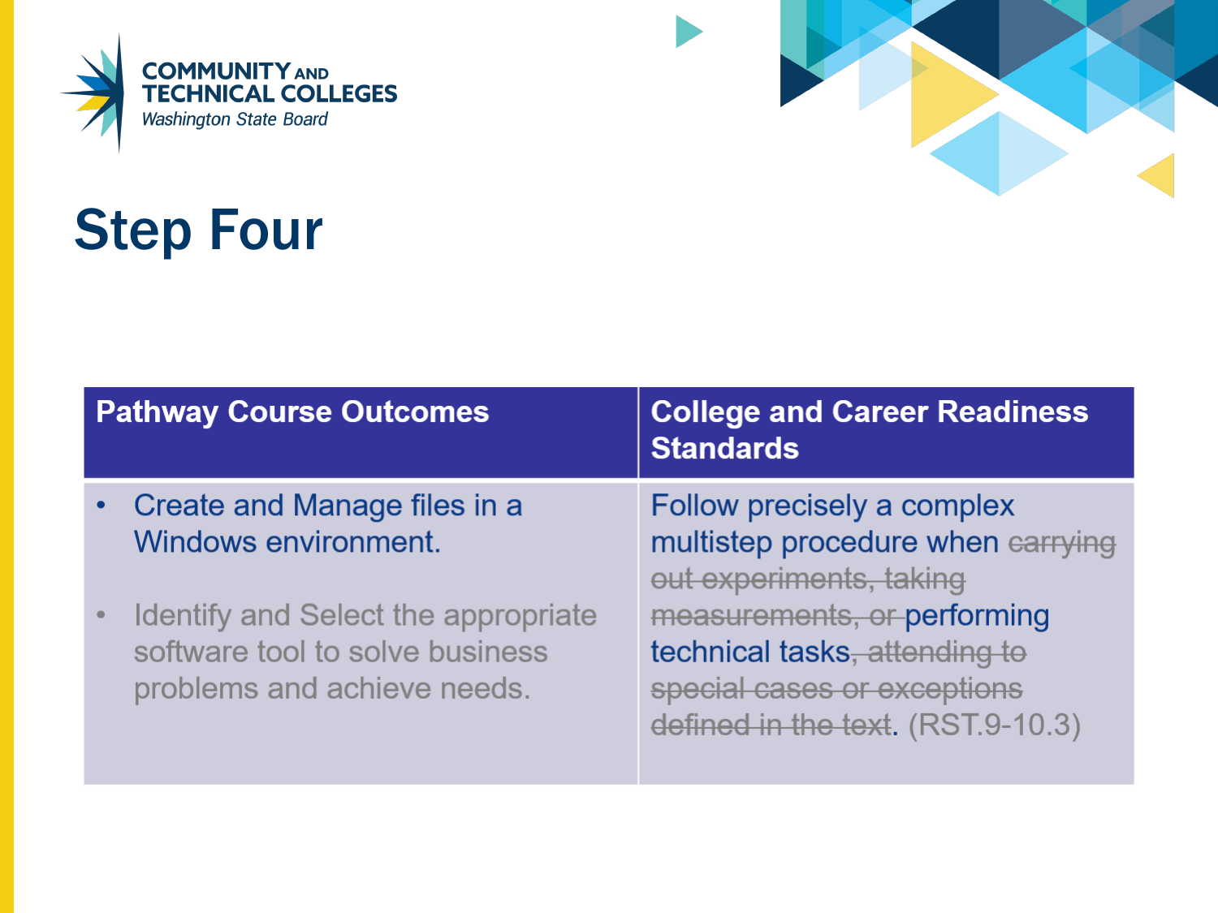# Step Four

| Pathway Course Outcomes | College and Career Readiness Standards |
| --- | --- |
| • Create and Manage files in a Windows environment.<br><br>• Identify and Select the appropriate software tool to solve business problems and achieve needs. | Follow precisely a complex multistep procedure when ~~carrying out experiments, taking measurements, or~~ performing technical tasks~~, attending to special cases or exceptions defined in the text~~. (RST.9-10.3) |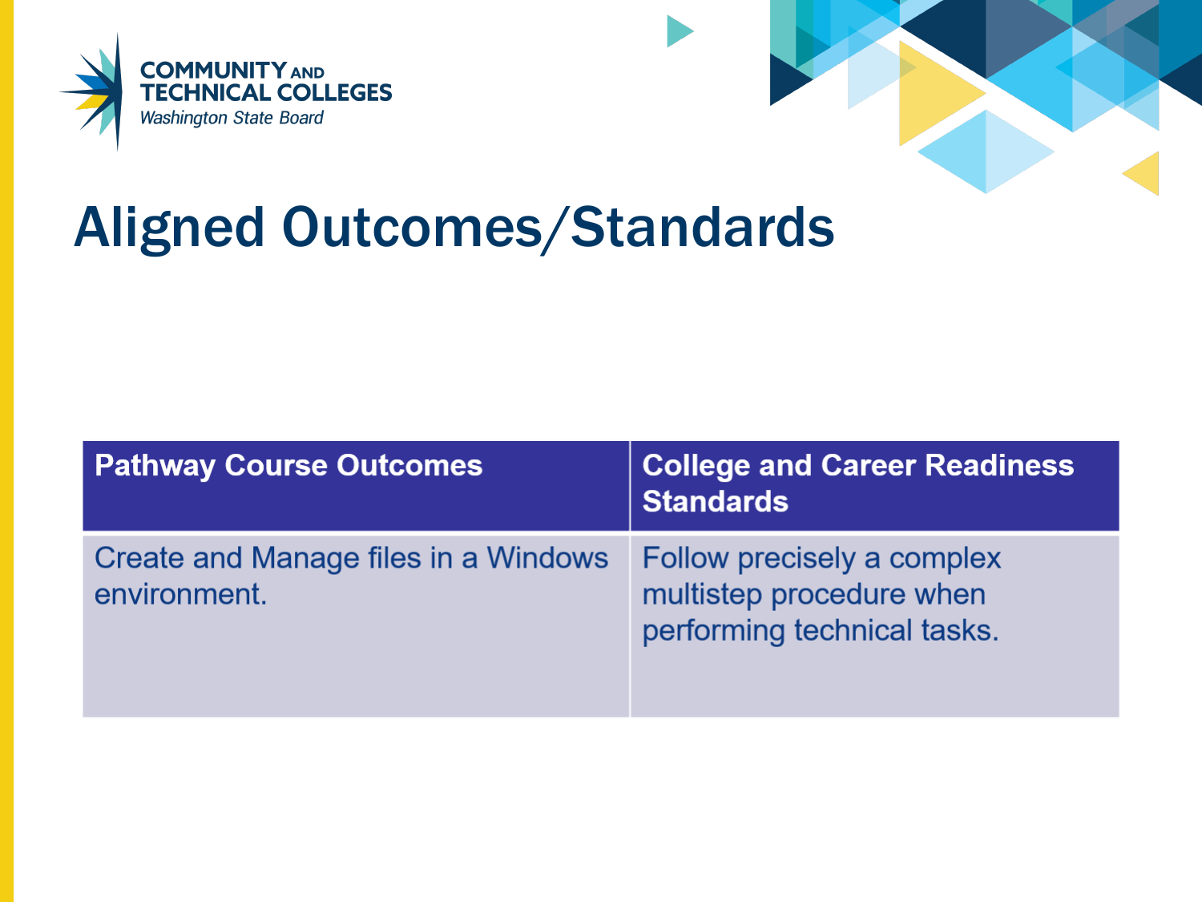# Aligned Outcomes/Standards

| Pathway Course Outcomes | College and Career Readiness Standards |
| --- | --- |
| Create and Manage files in a Windows environment. | Follow precisely a complex multistep procedure when performing technical tasks. |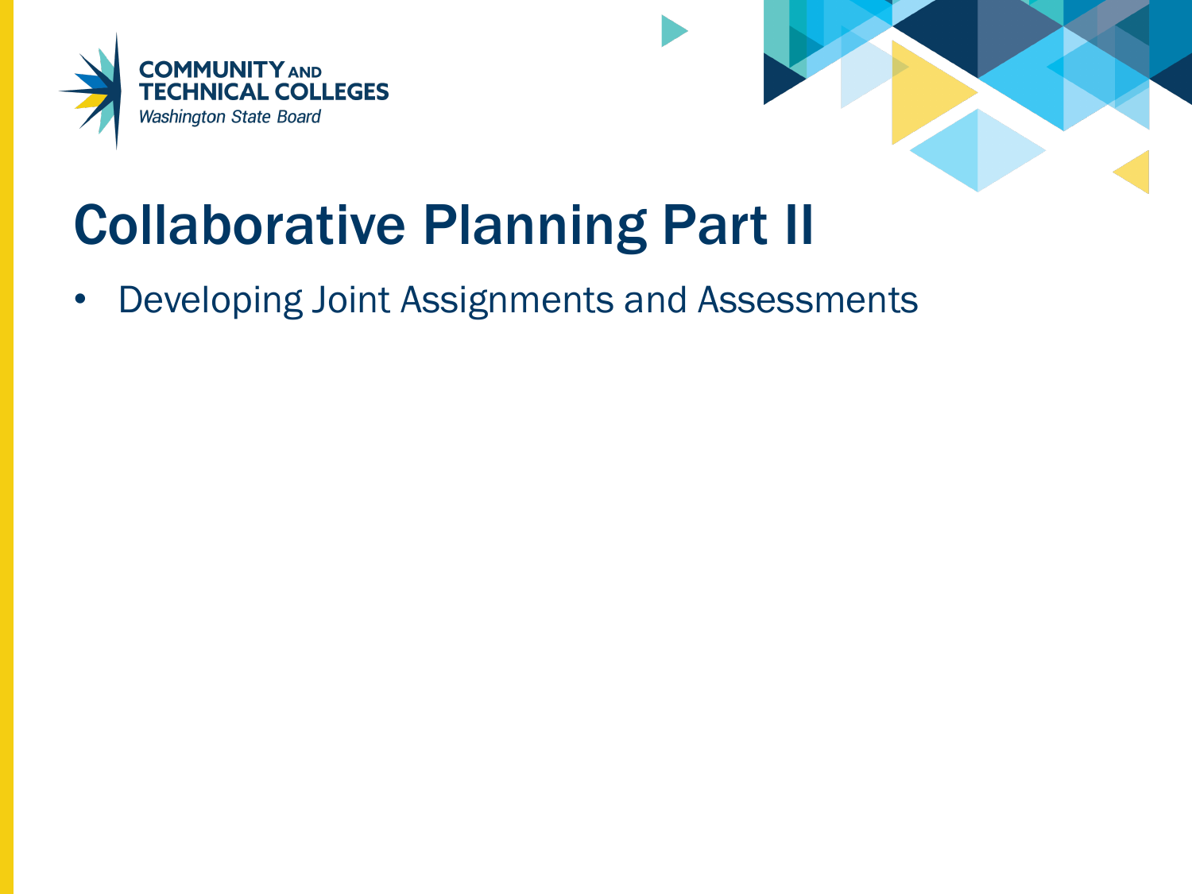# Collaborative Planning Part II

- Developing Joint Assignments and Assessments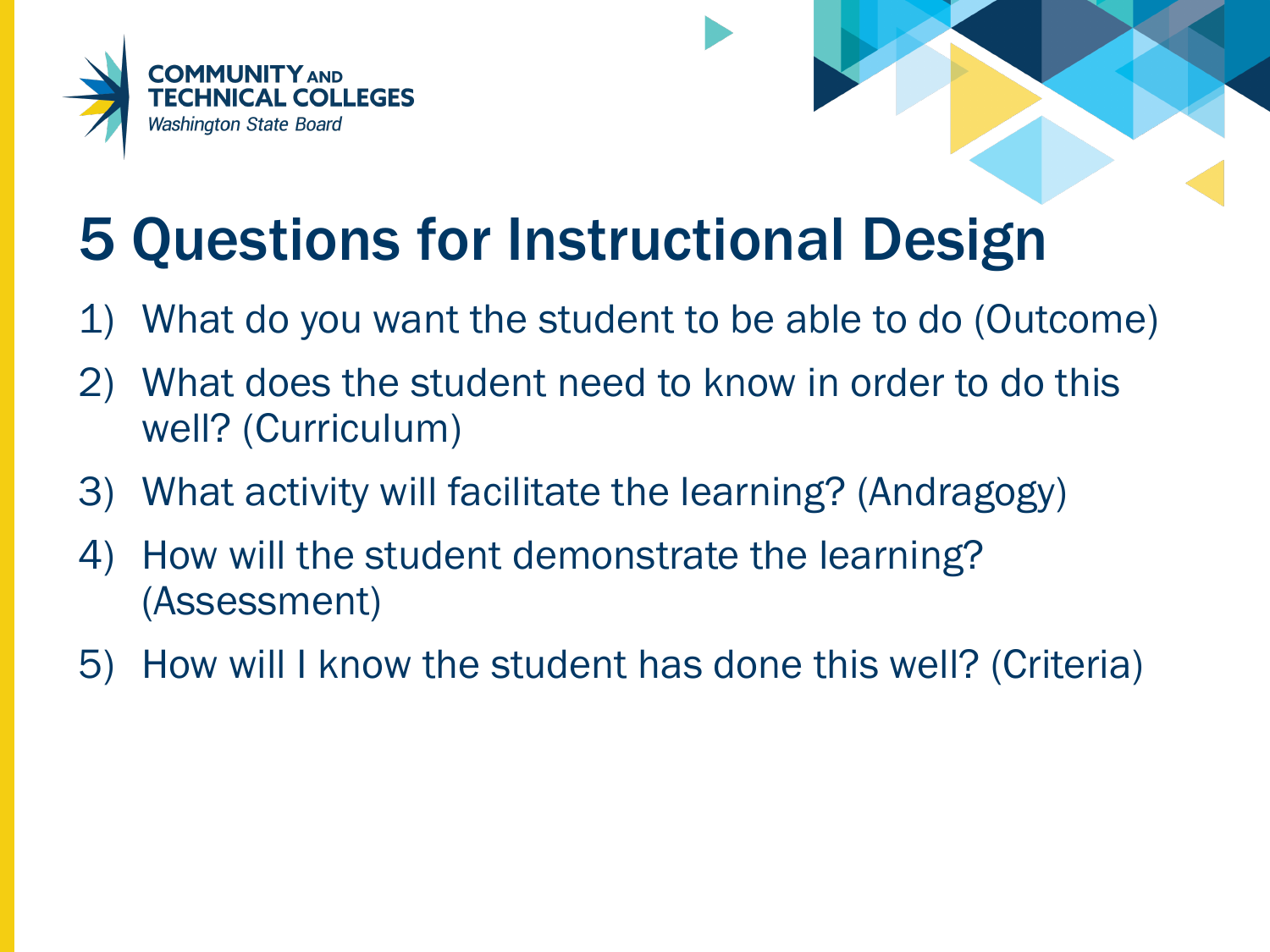# 5 Questions for Instructional Design

1) What do you want the student to be able to do (Outcome)
2) What does the student need to know in order to do this well? (Curriculum)
3) What activity will facilitate the learning? (Andragogy)
4) How will the student demonstrate the learning? (Assessment)
5) How will I know the student has done this well? (Criteria)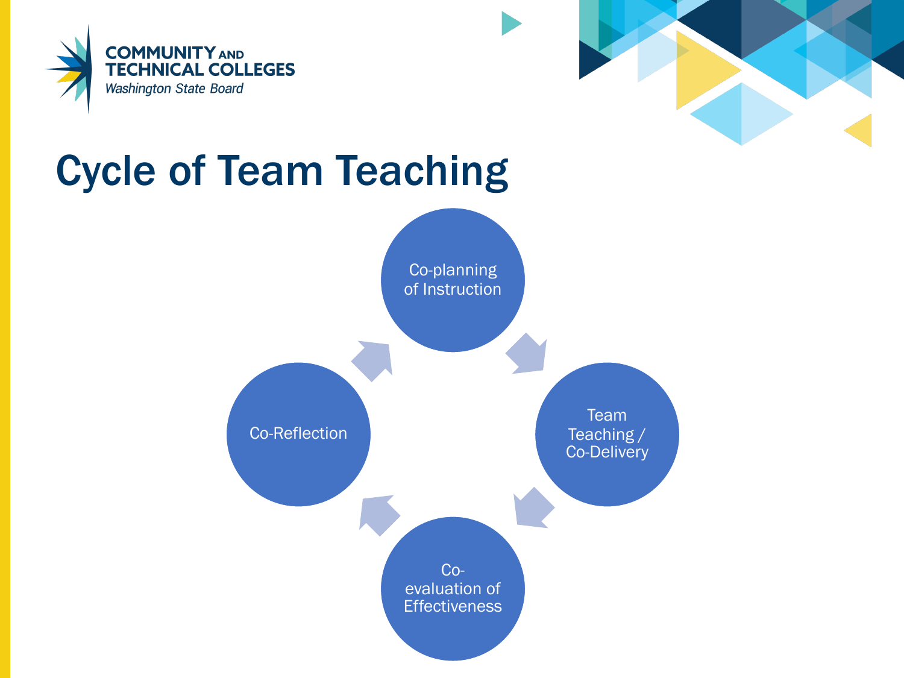# Cycle of Team Teaching

- Co-planning of Instruction
- Team Teaching / Co-Delivery
- Co-evaluation of Effectiveness
- Co-Reflection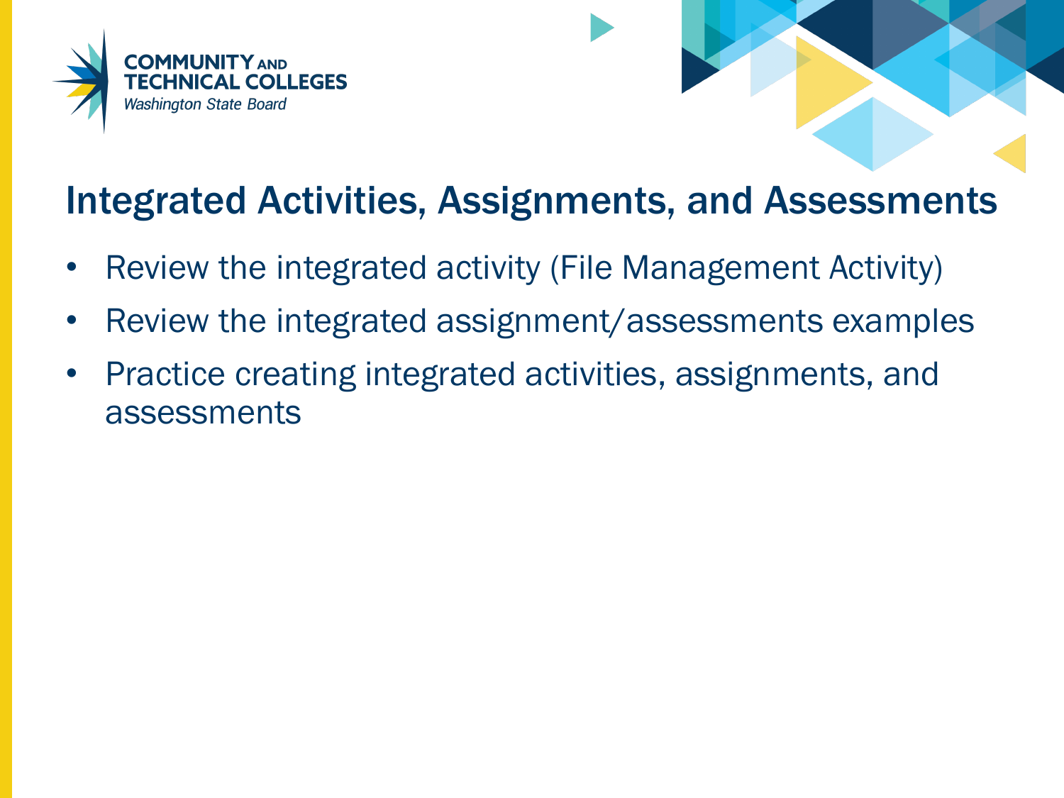# Integrated Activities, Assignments, and Assessments

- Review the integrated activity (File Management Activity)
- Review the integrated assignment/assessments examples
- Practice creating integrated activities, assignments, and assessments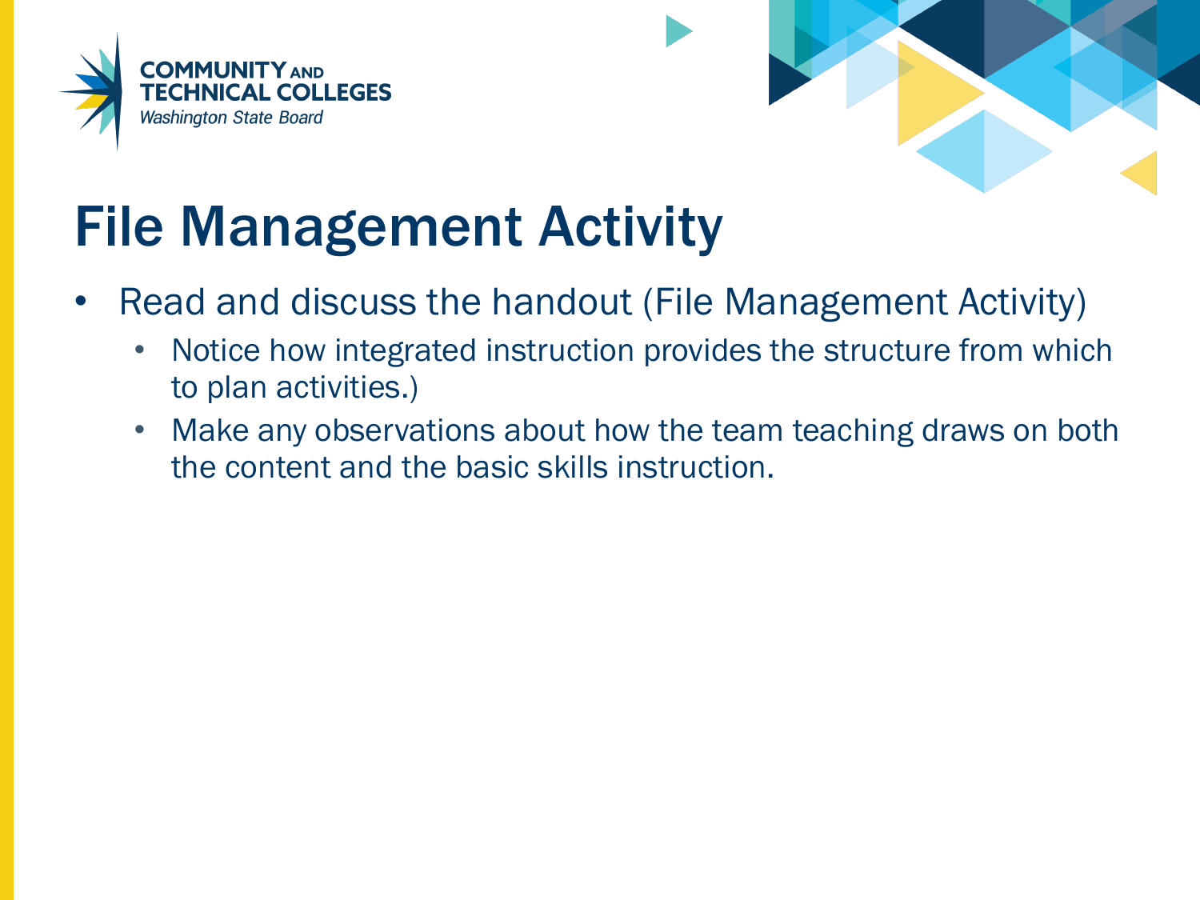# File Management Activity

- Read and discuss the handout (File Management Activity)
  - Notice how integrated instruction provides the structure from which to plan activities.)
  - Make any observations about how the team teaching draws on both the content and the basic skills instruction.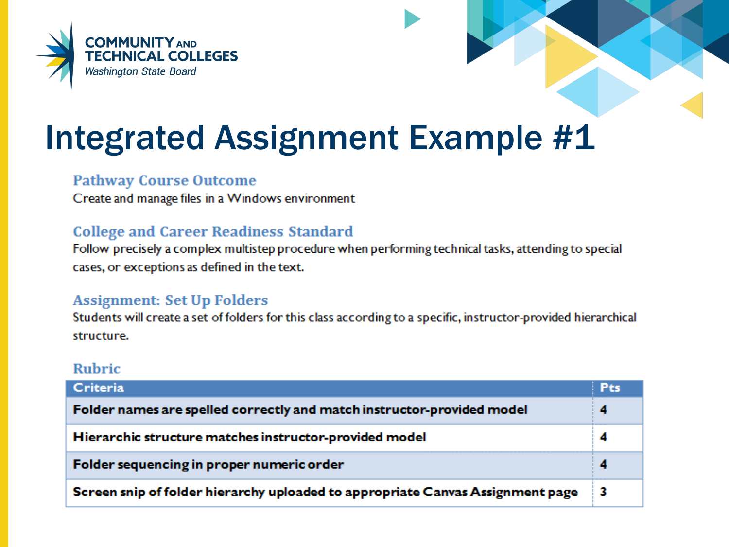# Integrated Assignment Example #1

## Pathway Course Outcome

Create and manage files in a Windows environment

## College and Career Readiness Standard

Follow precisely a complex multistep procedure when performing technical tasks, attending to special cases, or exceptions as defined in the text.

## Assignment: Set Up Folders

Students will create a set of folders for this class according to a specific, instructor-provided hierarchical structure.

## Rubric

| Criteria | Pts |
| --- | --- |
| **Folder names are spelled correctly and match instructor-provided model** | **4** |
| **Hierarchic structure matches instructor-provided model** | **4** |
| **Folder sequencing in proper numeric order** | **4** |
| **Screen snip of folder hierarchy uploaded to appropriate Canvas Assignment page** | **3** |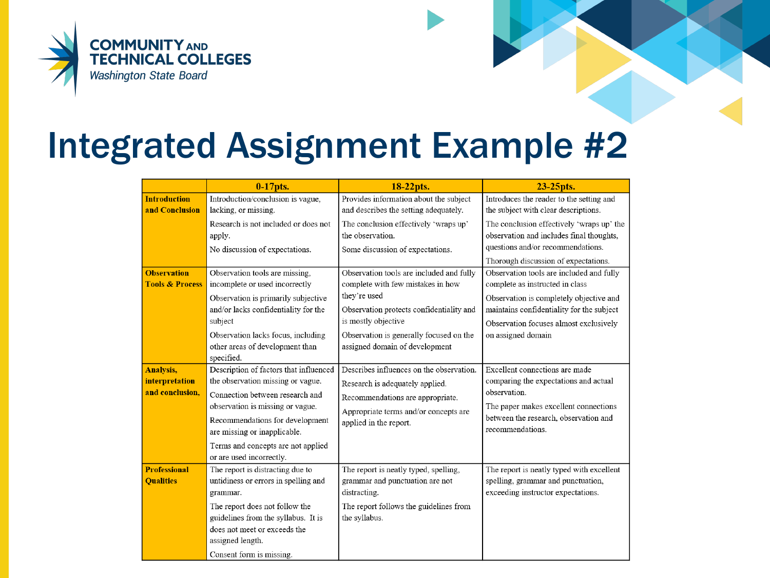# Integrated Assignment Example #2

| | 0-17pts. | 18-22pts. | 23-25pts. |
|---|---|---|---|
| **Introduction and Conclusion** | Introduction/conclusion is vague, lacking, or missing.<br>Research is not included or does not apply.<br>No discussion of expectations. | Provides information about the subject and describes the setting adequately.<br>The conclusion effectively 'wraps up' the observation.<br>Some discussion of expectations. | Introduces the reader to the setting and the subject with clear descriptions.<br>The conclusion effectively 'wraps up' the observation and includes final thoughts, questions and/or recommendations.<br>Thorough discussion of expectations. |
| **Observation Tools & Process** | Observation tools are missing, incomplete or used incorrectly<br>Observation is primarily subjective and/or lacks confidentiality for the subject<br>Observation lacks focus, including other areas of development than specified. | Observation tools are included and fully complete with few mistakes in how they're used<br>Observation protects confidentiality and is mostly objective<br>Observation is generally focused on the assigned domain of development | Observation tools are included and fully complete as instructed in class<br>Observation is completely objective and maintains confidentiality for the subject<br>Observation focuses almost exclusively on assigned domain |
| **Analysis, interpretation and conclusion,** | Description of factors that influenced the observation missing or vague.<br>Connection between research and observation is missing or vague.<br>Recommendations for development are missing or inapplicable.<br>Terms and concepts are not applied or are used incorrectly. | Describes influences on the observation.<br>Research is adequately applied.<br>Recommendations are appropriate.<br>Appropriate terms and/or concepts are applied in the report. | Excellent connections are made comparing the expectations and actual observation.<br>The paper makes excellent connections between the research, observation and recommendations. |
| **Professional Qualities** | The report is distracting due to untidiness or errors in spelling and grammar.<br>The report does not follow the guidelines from the syllabus. It is does not meet or exceeds the assigned length.<br>Consent form is missing. | The report is neatly typed, spelling, grammar and punctuation are not distracting.<br>The report follows the guidelines from the syllabus. | The report is neatly typed with excellent spelling, grammar and punctuation, exceeding instructor expectations. |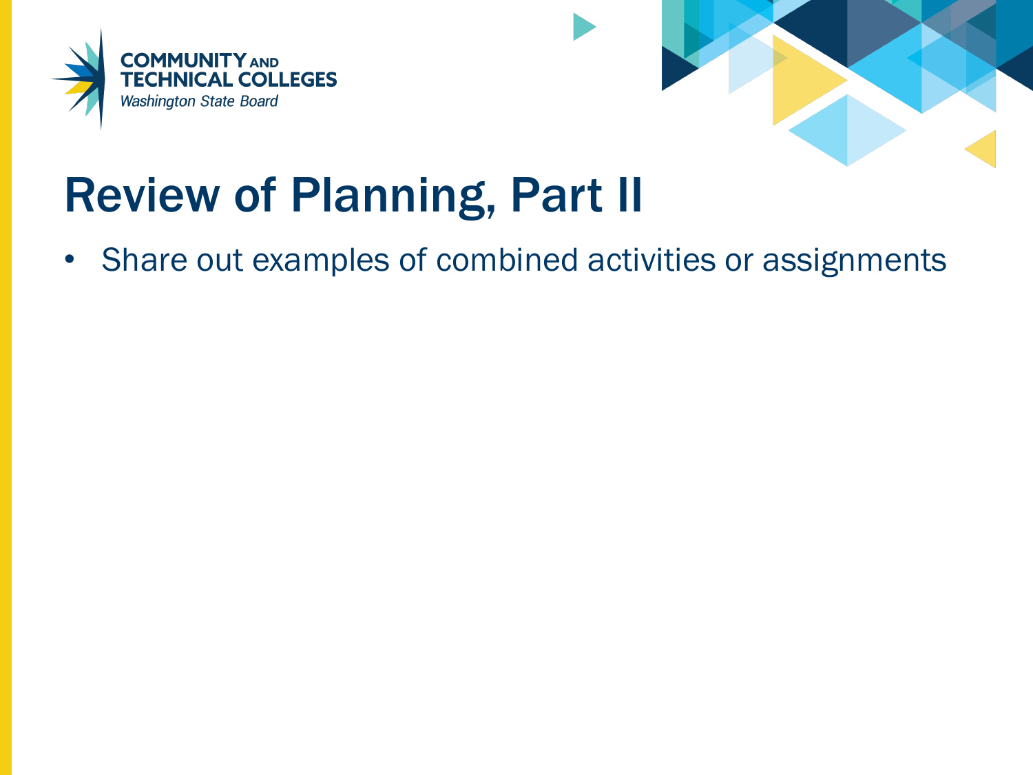# Review of Planning, Part II

- Share out examples of combined activities or assignments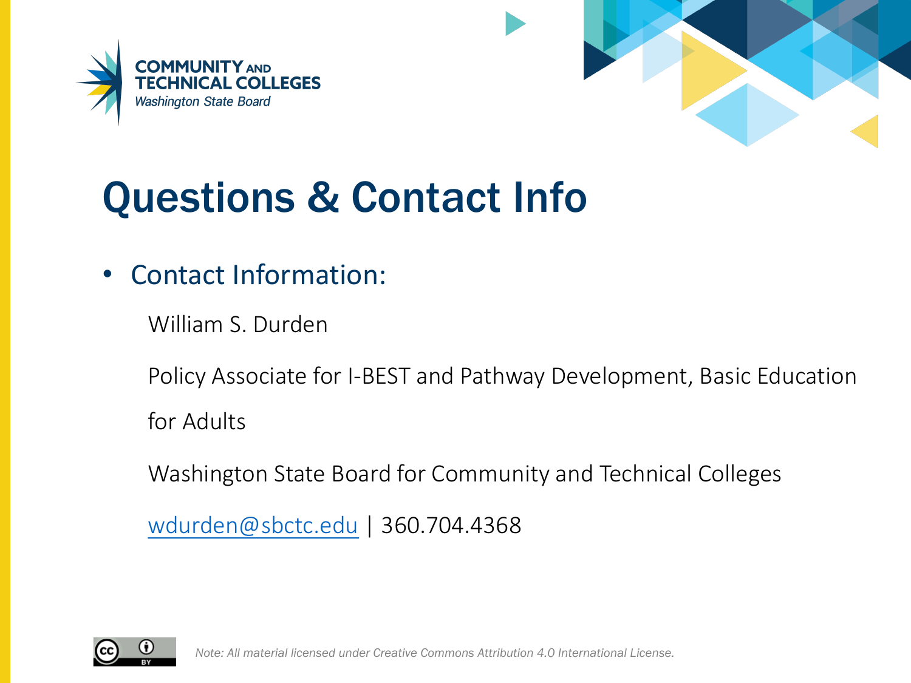# Questions & Contact Info

- Contact Information:

  William S. Durden

  Policy Associate for I-BEST and Pathway Development, Basic Education for Adults

  Washington State Board for Community and Technical Colleges

  wdurden@sbctc.edu | 360.704.4368

*Note: All material licensed under Creative Commons Attribution 4.0 International License.*